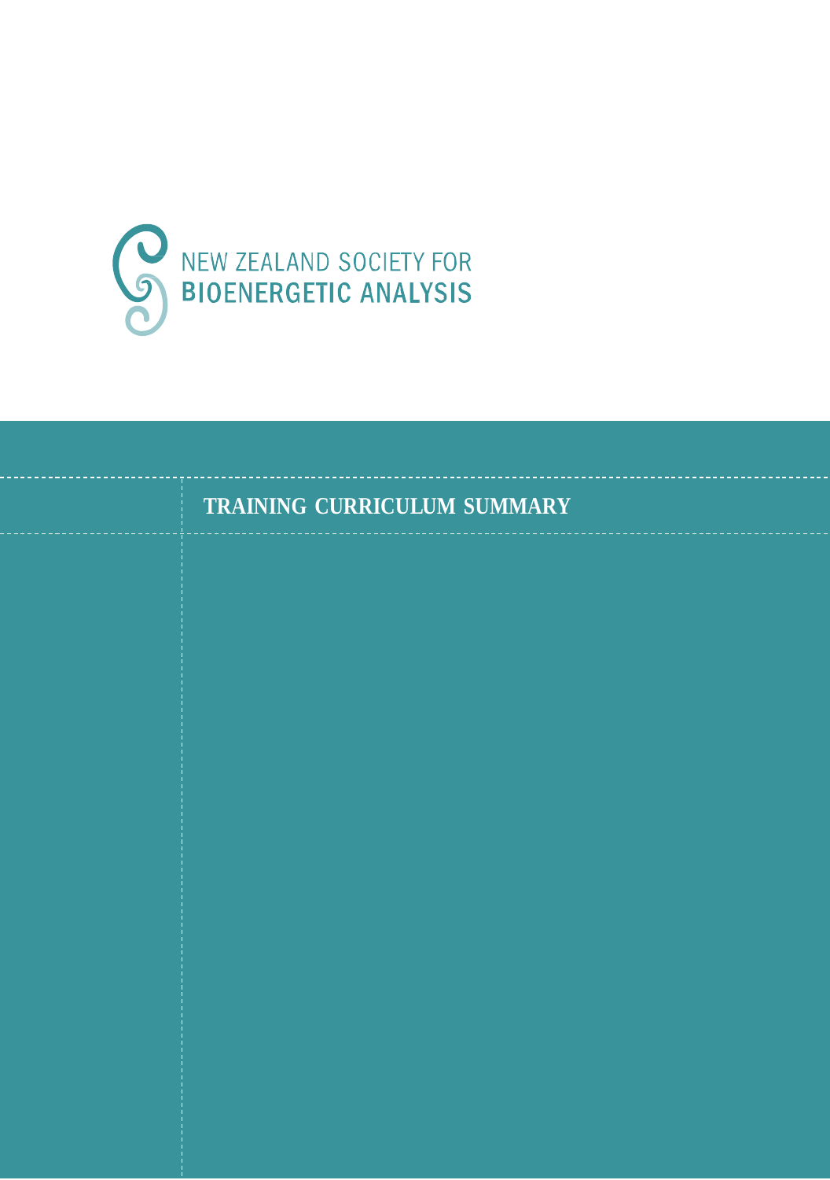NEW ZEALAND SOCIETY FOR
**BIOENERGETIC ANALYSIS**

# TRAINING CURRICULUM SUMMARY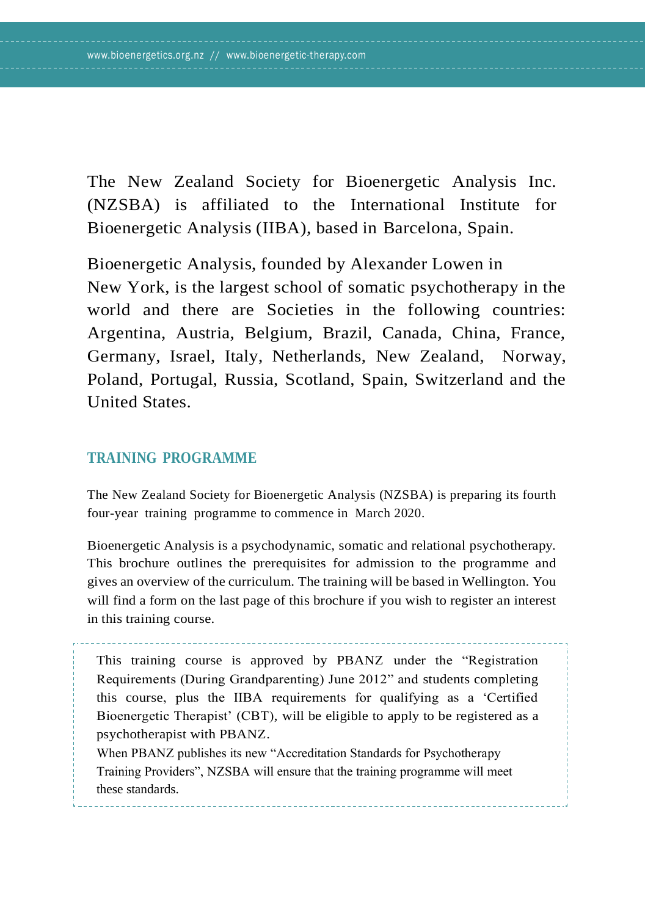The New Zealand Society for Bioenergetic Analysis Inc. (NZSBA) is affiliated to the International Institute for Bioenergetic Analysis (IIBA), based in Barcelona, Spain.

Bioenergetic Analysis, founded by Alexander Lowen in New York, is the largest school of somatic psychotherapy in the world and there are Societies in the following countries: Argentina, Austria, Belgium, Brazil, Canada, China, France, Germany, Israel, Italy, Netherlands, New Zealand, Norway, Poland, Portugal, Russia, Scotland, Spain, Switzerland and the United States.

## TRAINING PROGRAMME

The New Zealand Society for Bioenergetic Analysis (NZSBA) is preparing its fourth four-year training programme to commence in March 2020.

Bioenergetic Analysis is a psychodynamic, somatic and relational psychotherapy. This brochure outlines the prerequisites for admission to the programme and gives an overview of the curriculum. The training will be based in Wellington. You will find a form on the last page of this brochure if you wish to register an interest in this training course.

This training course is approved by PBANZ under the "Registration Requirements (During Grandparenting) June 2012" and students completing this course, plus the IIBA requirements for qualifying as a 'Certified Bioenergetic Therapist' (CBT), will be eligible to apply to be registered as a psychotherapist with PBANZ.
When PBANZ publishes its new "Accreditation Standards for Psychotherapy Training Providers", NZSBA will ensure that the training programme will meet these standards.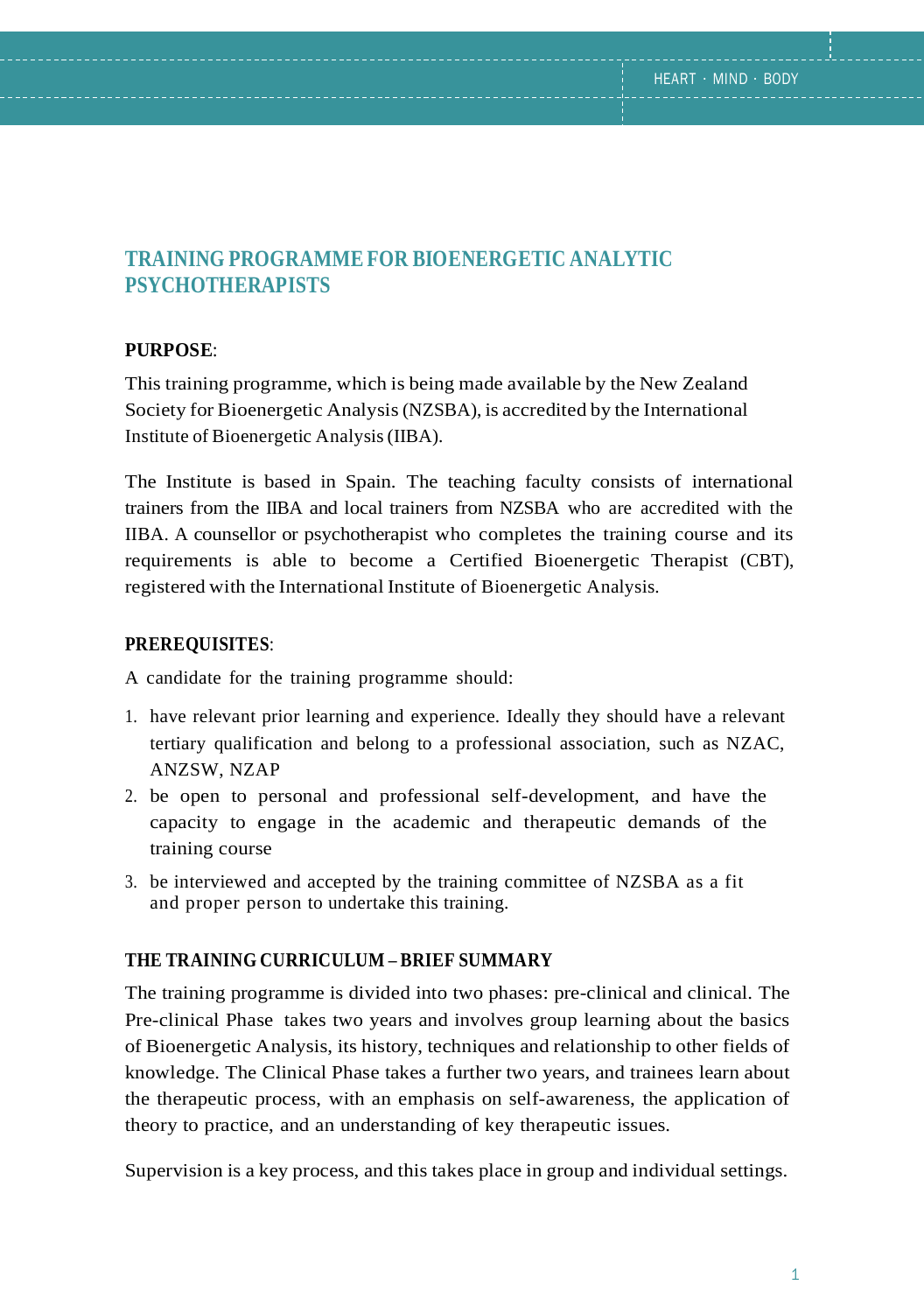## TRAINING PROGRAMME FOR BIOENERGETIC ANALYTIC PSYCHOTHERAPISTS

**PURPOSE**:

This training programme, which is being made available by the New Zealand Society for Bioenergetic Analysis (NZSBA), is accredited by the International Institute of Bioenergetic Analysis (IIBA).

The Institute is based in Spain. The teaching faculty consists of international trainers from the IIBA and local trainers from NZSBA who are accredited with the IIBA. A counsellor or psychotherapist who completes the training course and its requirements is able to become a Certified Bioenergetic Therapist (CBT), registered with the International Institute of Bioenergetic Analysis.

**PREREQUISITES**:

A candidate for the training programme should:

1. have relevant prior learning and experience. Ideally they should have a relevant tertiary qualification and belong to a professional association, such as NZAC, ANZSW, NZAP
2. be open to personal and professional self-development, and have the capacity to engage in the academic and therapeutic demands of the training course
3. be interviewed and accepted by the training committee of NZSBA as a fit and proper person to undertake this training.

**THE TRAINING CURRICULUM – BRIEF SUMMARY**

The training programme is divided into two phases: pre-clinical and clinical. The Pre-clinical Phase takes two years and involves group learning about the basics of Bioenergetic Analysis, its history, techniques and relationship to other fields of knowledge. The Clinical Phase takes a further two years, and trainees learn about the therapeutic process, with an emphasis on self-awareness, the application of theory to practice, and an understanding of key therapeutic issues.

Supervision is a key process, and this takes place in group and individual settings.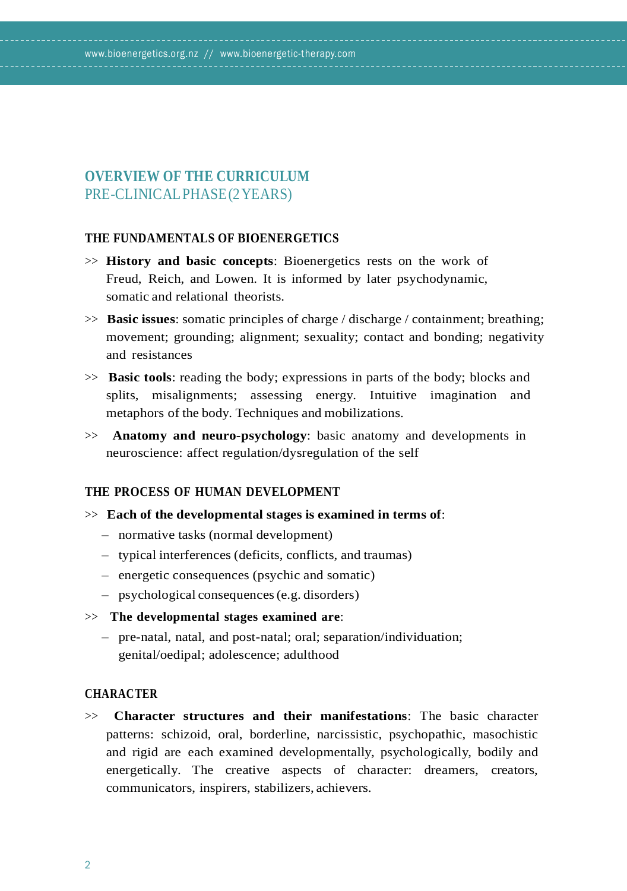## OVERVIEW OF THE CURRICULUM
PRE-CLINICAL PHASE (2 YEARS)

### THE FUNDAMENTALS OF BIOENERGETICS

>> **History and basic concepts**: Bioenergetics rests on the work of Freud, Reich, and Lowen. It is informed by later psychodynamic, somatic and relational theorists.

>> **Basic issues**: somatic principles of charge / discharge / containment; breathing; movement; grounding; alignment; sexuality; contact and bonding; negativity and resistances

>> **Basic tools**: reading the body; expressions in parts of the body; blocks and splits, misalignments; assessing energy. Intuitive imagination and metaphors of the body. Techniques and mobilizations.

>> **Anatomy and neuro-psychology**: basic anatomy and developments in neuroscience: affect regulation/dysregulation of the self

### THE PROCESS OF HUMAN DEVELOPMENT

>> **Each of the developmental stages is examined in terms of**:

- normative tasks (normal development)
- typical interferences (deficits, conflicts, and traumas)
- energetic consequences (psychic and somatic)
- psychological consequences (e.g. disorders)

>> **The developmental stages examined are**:

- pre-natal, natal, and post-natal; oral; separation/individuation; genital/oedipal; adolescence; adulthood

### CHARACTER

>> **Character structures and their manifestations**: The basic character patterns: schizoid, oral, borderline, narcissistic, psychopathic, masochistic and rigid are each examined developmentally, psychologically, bodily and energetically. The creative aspects of character: dreamers, creators, communicators, inspirers, stabilizers, achievers.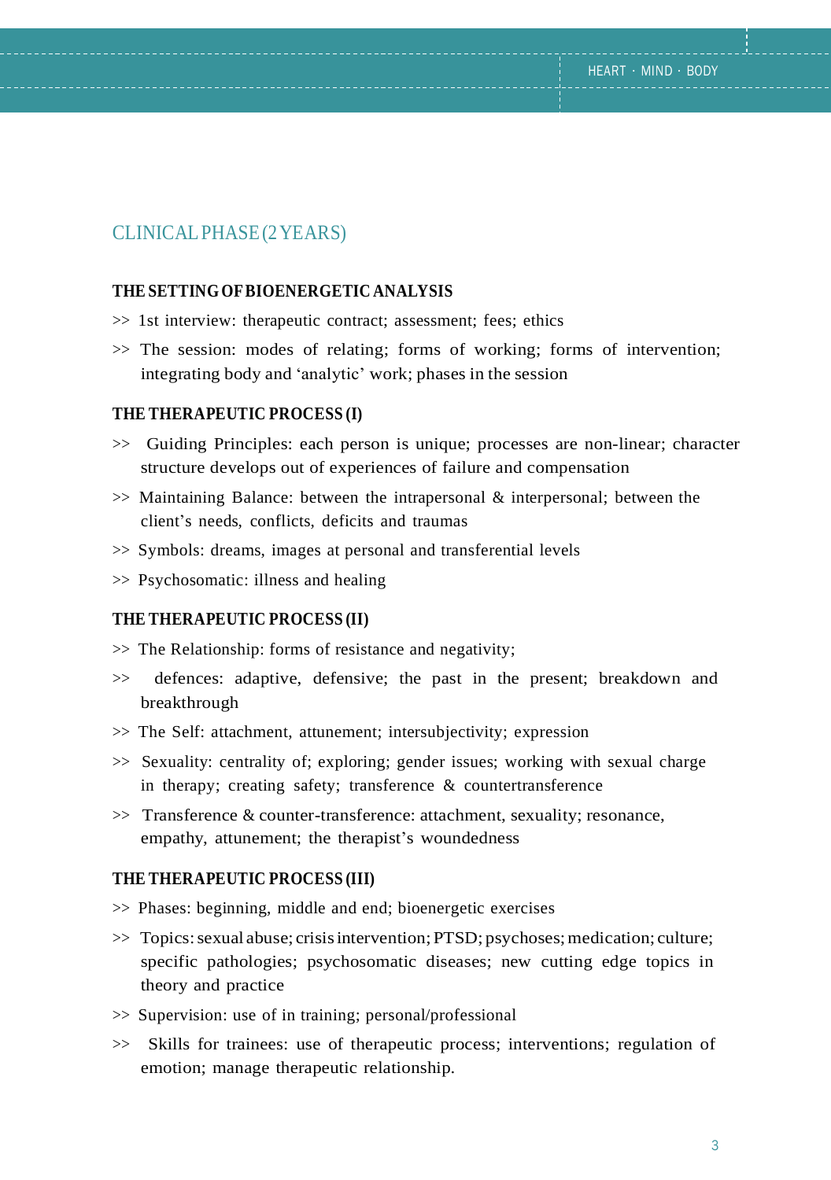## CLINICAL PHASE (2 YEARS)

### THE SETTING OF BIOENERGETIC ANALYSIS

- >> 1st interview: therapeutic contract; assessment; fees; ethics
- >> The session: modes of relating; forms of working; forms of intervention; integrating body and 'analytic' work; phases in the session

### THE THERAPEUTIC PROCESS (I)

- >> Guiding Principles: each person is unique; processes are non-linear; character structure develops out of experiences of failure and compensation
- >> Maintaining Balance: between the intrapersonal & interpersonal; between the client's needs, conflicts, deficits and traumas
- >> Symbols: dreams, images at personal and transferential levels
- >> Psychosomatic: illness and healing

### THE THERAPEUTIC PROCESS (II)

- >> The Relationship: forms of resistance and negativity;
- >> defences: adaptive, defensive; the past in the present; breakdown and breakthrough
- >> The Self: attachment, attunement; intersubjectivity; expression
- >> Sexuality: centrality of; exploring; gender issues; working with sexual charge in therapy; creating safety; transference & countertransference
- >> Transference & counter-transference: attachment, sexuality; resonance, empathy, attunement; the therapist's woundedness

### THE THERAPEUTIC PROCESS (III)

- >> Phases: beginning, middle and end; bioenergetic exercises
- >> Topics: sexual abuse; crisis intervention; PTSD; psychoses; medication; culture; specific pathologies; psychosomatic diseases; new cutting edge topics in theory and practice
- >> Supervision: use of in training; personal/professional
- >> Skills for trainees: use of therapeutic process; interventions; regulation of emotion; manage therapeutic relationship.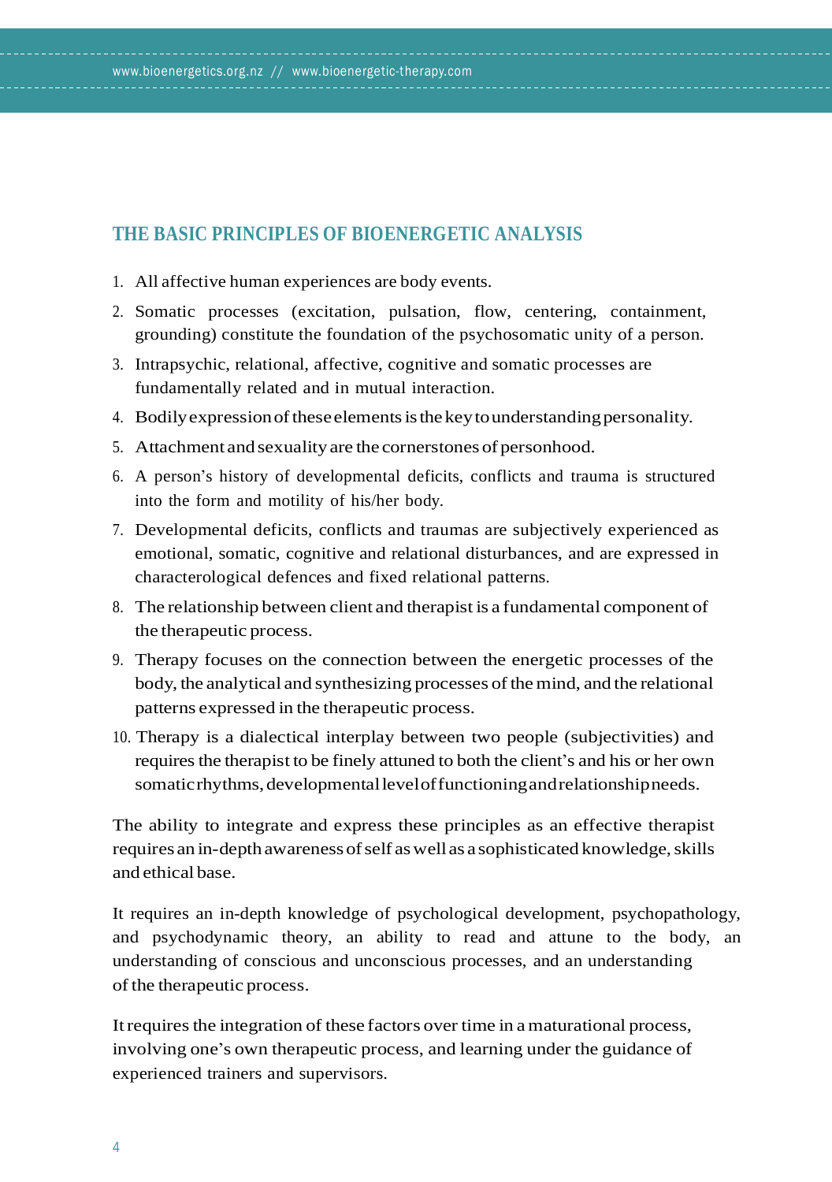## THE BASIC PRINCIPLES OF BIOENERGETIC ANALYSIS

1. All affective human experiences are body events.
2. Somatic processes (excitation, pulsation, flow, centering, containment, grounding) constitute the foundation of the psychosomatic unity of a person.
3. Intrapsychic, relational, affective, cognitive and somatic processes are fundamentally related and in mutual interaction.
4. Bodily expression of these elements is the key to understanding personality.
5. Attachment and sexuality are the cornerstones of personhood.
6. A person's history of developmental deficits, conflicts and trauma is structured into the form and motility of his/her body.
7. Developmental deficits, conflicts and traumas are subjectively experienced as emotional, somatic, cognitive and relational disturbances, and are expressed in characterological defences and fixed relational patterns.
8. The relationship between client and therapist is a fundamental component of the therapeutic process.
9. Therapy focuses on the connection between the energetic processes of the body, the analytical and synthesizing processes of the mind, and the relational patterns expressed in the therapeutic process.
10. Therapy is a dialectical interplay between two people (subjectivities) and requires the therapist to be finely attuned to both the client's and his or her own somatic rhythms, developmental level of functioning and relationship needs.

The ability to integrate and express these principles as an effective therapist requires an in-depth awareness of self as well as a sophisticated knowledge, skills and ethical base.

It requires an in-depth knowledge of psychological development, psychopathology, and psychodynamic theory, an ability to read and attune to the body, an understanding of conscious and unconscious processes, and an understanding of the therapeutic process.

It requires the integration of these factors over time in a maturational process, involving one's own therapeutic process, and learning under the guidance of experienced trainers and supervisors.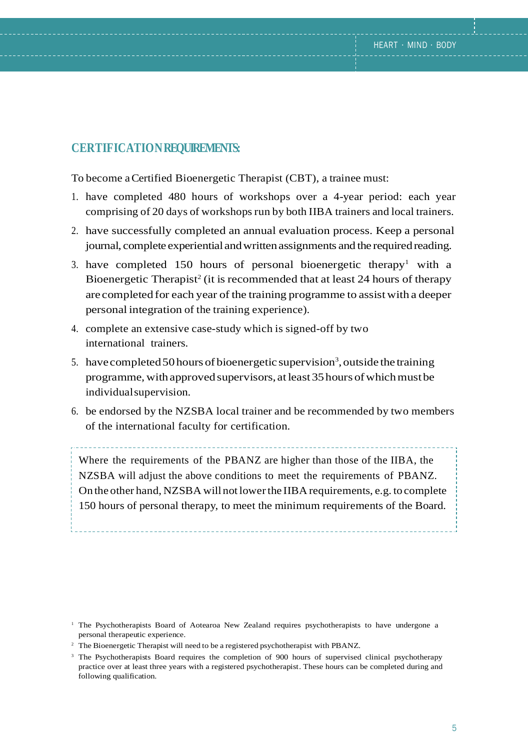## CERTIFICATION REQUIREMENTS:

To become a Certified Bioenergetic Therapist (CBT), a trainee must:

1. have completed 480 hours of workshops over a 4-year period: each year comprising of 20 days of workshops run by both IIBA trainers and local trainers.
2. have successfully completed an annual evaluation process. Keep a personal journal, complete experiential and written assignments and the required reading.
3. have completed 150 hours of personal bioenergetic therapy[1] with a Bioenergetic Therapist[2] (it is recommended that at least 24 hours of therapy are completed for each year of the training programme to assist with a deeper personal integration of the training experience).
4. complete an extensive case-study which is signed-off by two international trainers.
5. have completed 50 hours of bioenergetic supervision[3], outside the training programme, with approved supervisors, at least 35 hours of which must be individual supervision.
6. be endorsed by the NZSBA local trainer and be recommended by two members of the international faculty for certification.

Where the requirements of the PBANZ are higher than those of the IIBA, the NZSBA will adjust the above conditions to meet the requirements of PBANZ. On the other hand, NZSBA will not lower the IIBA requirements, e.g. to complete 150 hours of personal therapy, to meet the minimum requirements of the Board.

[1] The Psychotherapists Board of Aotearoa New Zealand requires psychotherapists to have undergone a personal therapeutic experience.

[2] The Bioenergetic Therapist will need to be a registered psychotherapist with PBANZ.

[3] The Psychotherapists Board requires the completion of 900 hours of supervised clinical psychotherapy practice over at least three years with a registered psychotherapist. These hours can be completed during and following qualification.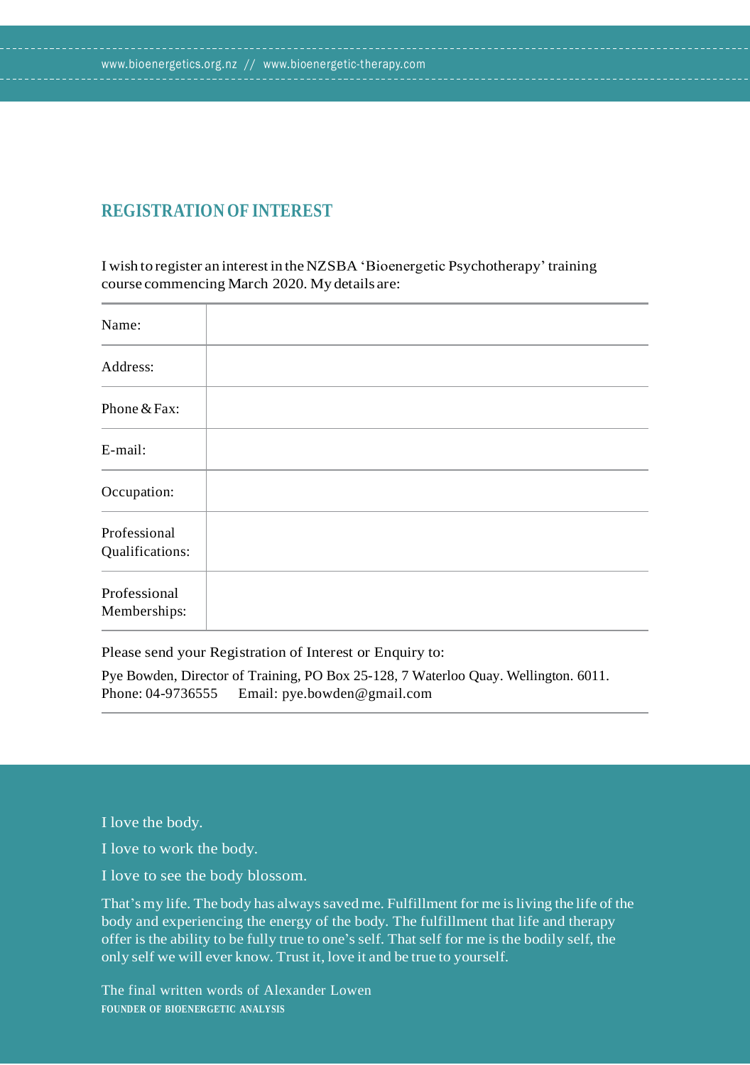## REGISTRATION OF INTEREST

I wish to register an interest in the NZSBA 'Bioenergetic Psychotherapy' training course commencing March 2020. My details are:

| | |
|---|---|
| Name: | |
| Address: | |
| Phone & Fax: | |
| E-mail: | |
| Occupation: | |
| Professional Qualifications: | |
| Professional Memberships: | |

Please send your Registration of Interest or Enquiry to:

Pye Bowden, Director of Training, PO Box 25-128, 7 Waterloo Quay. Wellington. 6011.
Phone: 04-9736555 Email: pye.bowden@gmail.com

I love the body.

I love to work the body.

I love to see the body blossom.

That's my life. The body has always saved me. Fulfillment for me is living the life of the body and experiencing the energy of the body. The fulfillment that life and therapy offer is the ability to be fully true to one's self. That self for me is the bodily self, the only self we will ever know. Trust it, love it and be true to yourself.

The final written words of Alexander Lowen
**FOUNDER OF BIOENERGETIC ANALYSIS**